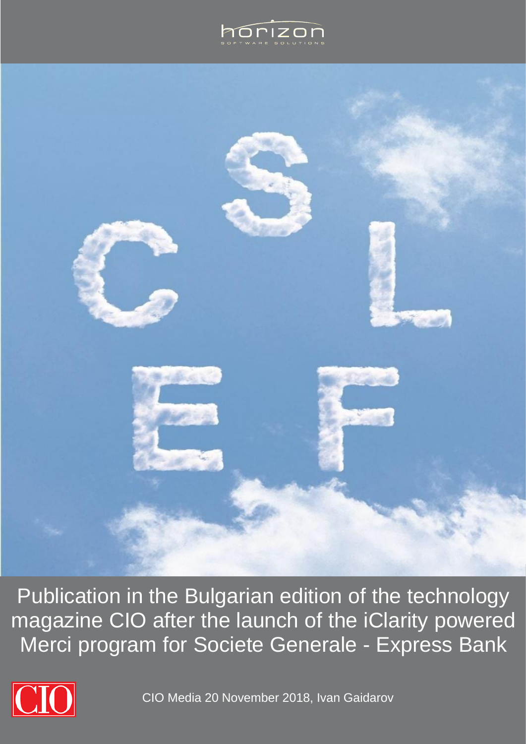horizon

SOFTWARE SOLUTIONS

C S L E F

Publication in the Bulgarian edition of the technology magazine CIO after the launch of the iClarity powered Merci program for Societe Generale - Express Bank

CIO

CIO Media 20 November 2018, Ivan Gaidarov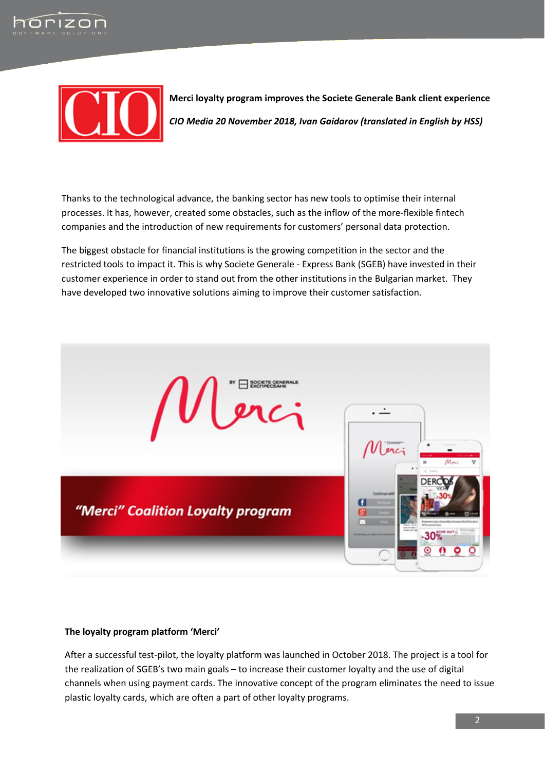**Merci loyalty program improves the Societe Generale Bank client experience**

***CIO Media 20 November 2018, Ivan Gaidarov (translated in English by HSS)***

Thanks to the technological advance, the banking sector has new tools to optimise their internal processes. It has, however, created some obstacles, such as the inflow of the more-flexible fintech companies and the introduction of new requirements for customers' personal data protection.

The biggest obstacle for financial institutions is the growing competition in the sector and the restricted tools to impact it. This is why Societe Generale - Express Bank (SGEB) have invested in their customer experience in order to stand out from the other institutions in the Bulgarian market. They have developed two innovative solutions aiming to improve their customer satisfaction.

**The loyalty program platform 'Merci'**

After a successful test-pilot, the loyalty platform was launched in October 2018. The project is a tool for the realization of SGEB's two main goals – to increase their customer loyalty and the use of digital channels when using payment cards. The innovative concept of the program eliminates the need to issue plastic loyalty cards, which are often a part of other loyalty programs.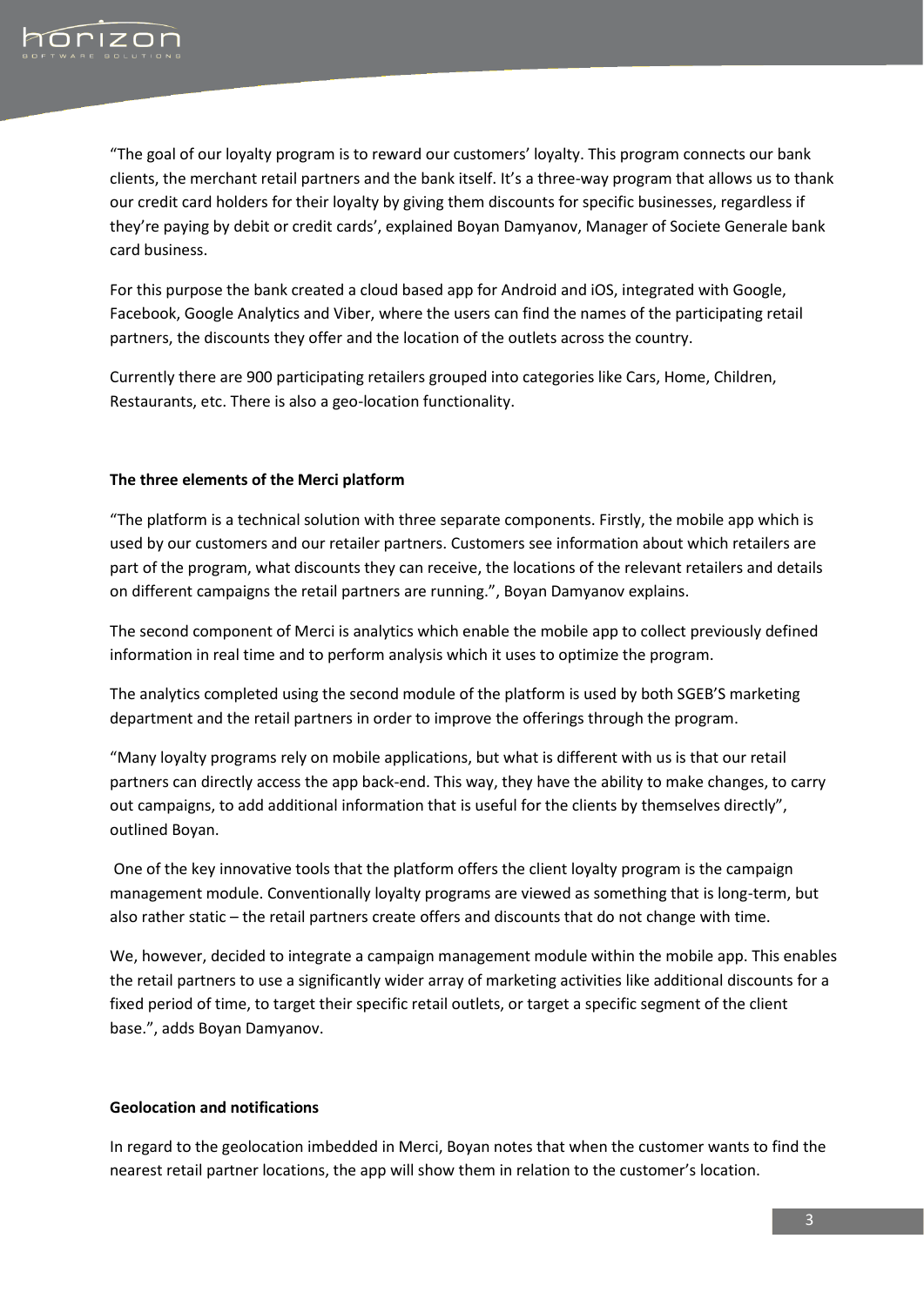"The goal of our loyalty program is to reward our customers' loyalty. This program connects our bank clients, the merchant retail partners and the bank itself. It's a three-way program that allows us to thank our credit card holders for their loyalty by giving them discounts for specific businesses, regardless if they're paying by debit or credit cards', explained Boyan Damyanov, Manager of Societe Generale bank card business.

For this purpose the bank created a cloud based app for Android and iOS, integrated with Google, Facebook, Google Analytics and Viber, where the users can find the names of the participating retail partners, the discounts they offer and the location of the outlets across the country.

Currently there are 900 participating retailers grouped into categories like Cars, Home, Children, Restaurants, etc. There is also a geo-location functionality.

**The three elements of the Merci platform**

"The platform is a technical solution with three separate components. Firstly, the mobile app which is used by our customers and our retailer partners. Customers see information about which retailers are part of the program, what discounts they can receive, the locations of the relevant retailers and details on different campaigns the retail partners are running.", Boyan Damyanov explains.

The second component of Merci is analytics which enable the mobile app to collect previously defined information in real time and to perform analysis which it uses to optimize the program.

The analytics completed using the second module of the platform is used by both SGEB'S marketing department and the retail partners in order to improve the offerings through the program.

"Many loyalty programs rely on mobile applications, but what is different with us is that our retail partners can directly access the app back-end. This way, they have the ability to make changes, to carry out campaigns, to add additional information that is useful for the clients by themselves directly", outlined Boyan.

One of the key innovative tools that the platform offers the client loyalty program is the campaign management module. Conventionally loyalty programs are viewed as something that is long-term, but also rather static – the retail partners create offers and discounts that do not change with time.

We, however, decided to integrate a campaign management module within the mobile app. This enables the retail partners to use a significantly wider array of marketing activities like additional discounts for a fixed period of time, to target their specific retail outlets, or target a specific segment of the client base.", adds Boyan Damyanov.

**Geolocation and notifications**

In regard to the geolocation imbedded in Merci, Boyan notes that when the customer wants to find the nearest retail partner locations, the app will show them in relation to the customer's location.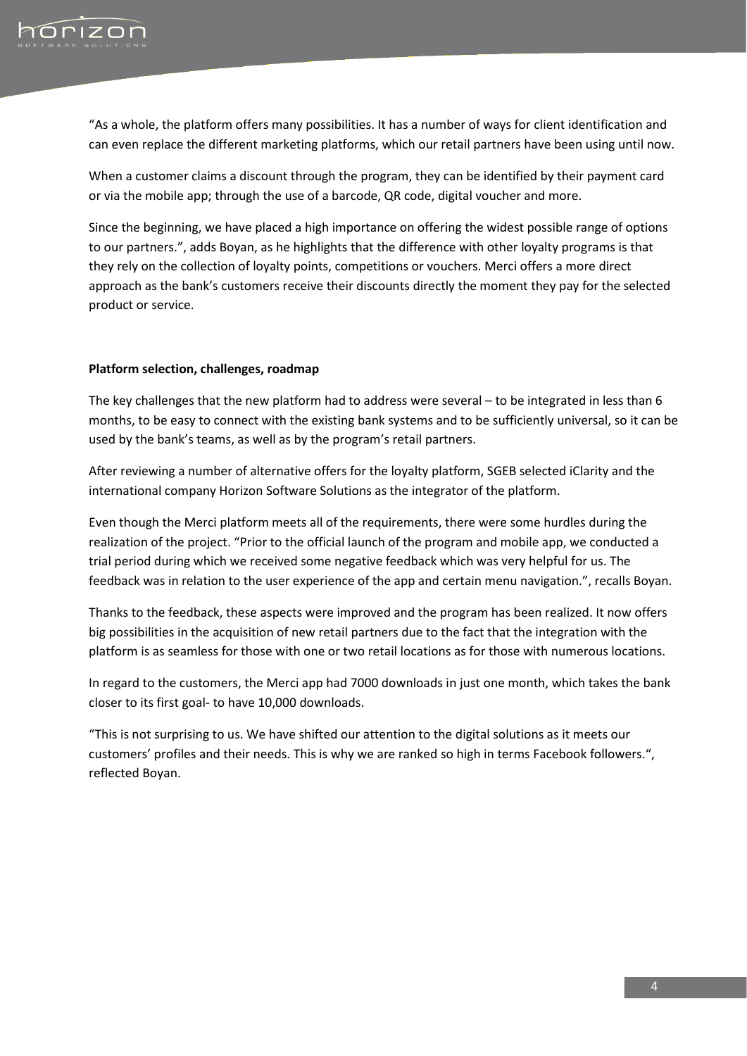"As a whole, the platform offers many possibilities. It has a number of ways for client identification and can even replace the different marketing platforms, which our retail partners have been using until now.

When a customer claims a discount through the program, they can be identified by their payment card or via the mobile app; through the use of a barcode, QR code, digital voucher and more.

Since the beginning, we have placed a high importance on offering the widest possible range of options to our partners.", adds Boyan, as he highlights that the difference with other loyalty programs is that they rely on the collection of loyalty points, competitions or vouchers. Merci offers a more direct approach as the bank's customers receive their discounts directly the moment they pay for the selected product or service.

**Platform selection, challenges, roadmap**

The key challenges that the new platform had to address were several – to be integrated in less than 6 months, to be easy to connect with the existing bank systems and to be sufficiently universal, so it can be used by the bank's teams, as well as by the program's retail partners.

After reviewing a number of alternative offers for the loyalty platform, SGEB selected iClarity and the international company Horizon Software Solutions as the integrator of the platform.

Even though the Merci platform meets all of the requirements, there were some hurdles during the realization of the project. "Prior to the official launch of the program and mobile app, we conducted a trial period during which we received some negative feedback which was very helpful for us. The feedback was in relation to the user experience of the app and certain menu navigation.", recalls Boyan.

Thanks to the feedback, these aspects were improved and the program has been realized. It now offers big possibilities in the acquisition of new retail partners due to the fact that the integration with the platform is as seamless for those with one or two retail locations as for those with numerous locations.

In regard to the customers, the Merci app had 7000 downloads in just one month, which takes the bank closer to its first goal- to have 10,000 downloads.

"This is not surprising to us. We have shifted our attention to the digital solutions as it meets our customers' profiles and their needs. This is why we are ranked so high in terms Facebook followers.", reflected Boyan.